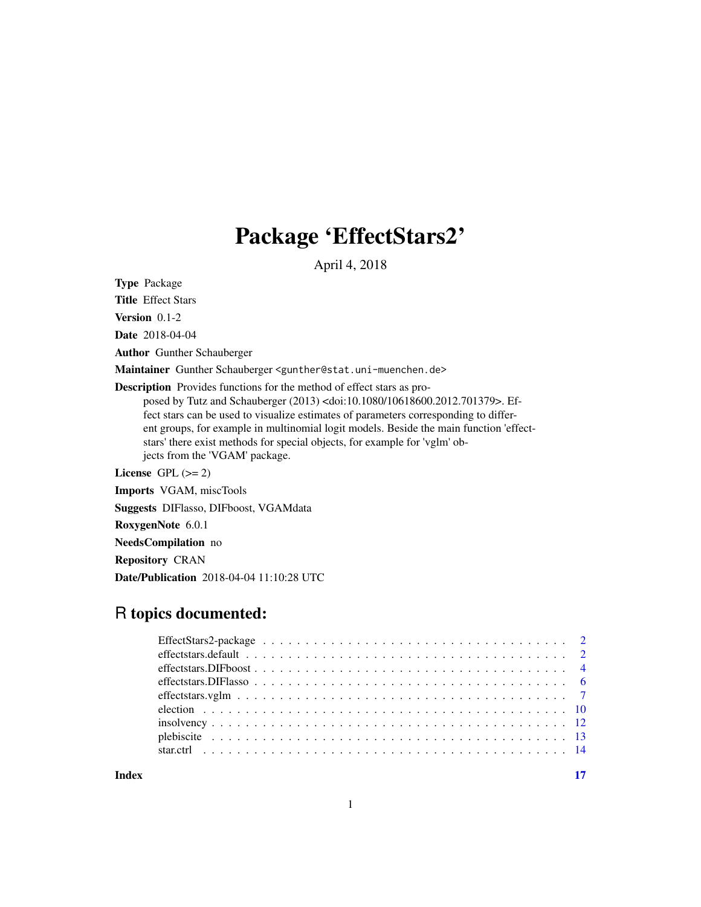# Package 'EffectStars2'

April 4, 2018

**Type** Package

**Title** Effect Stars

**Version** 0.1-2

**Date** 2018-04-04

**Author** Gunther Schauberger

**Maintainer** Gunther Schauberger <gunther@stat.uni-muenchen.de>

**Description** Provides functions for the method of effect stars as proposed by Tutz and Schauberger (2013) <doi:10.1080/10618600.2012.701379>. Effect stars can be used to visualize estimates of parameters corresponding to different groups, for example in multinomial logit models. Beside the main function 'effectstars' there exist methods for special objects, for example for 'vglm' objects from the 'VGAM' package.

**License** GPL (>= 2)

**Imports** VGAM, miscTools

**Suggests** DIFlasso, DIFboost, VGAMdata

**RoxygenNote** 6.0.1

**NeedsCompilation** no

**Repository** CRAN

**Date/Publication** 2018-04-04 11:10:28 UTC

## R topics documented:

| | |
|---|---|
| EffectStars2-package | 2 |
| effectstars.default | 2 |
| effectstars.DIFboost | 4 |
| effectstars.DIFlasso | 6 |
| effectstars.vglm | 7 |
| election | 10 |
| insolvency | 12 |
| plebiscite | 13 |
| star.ctrl | 14 |
| **Index** | **17** |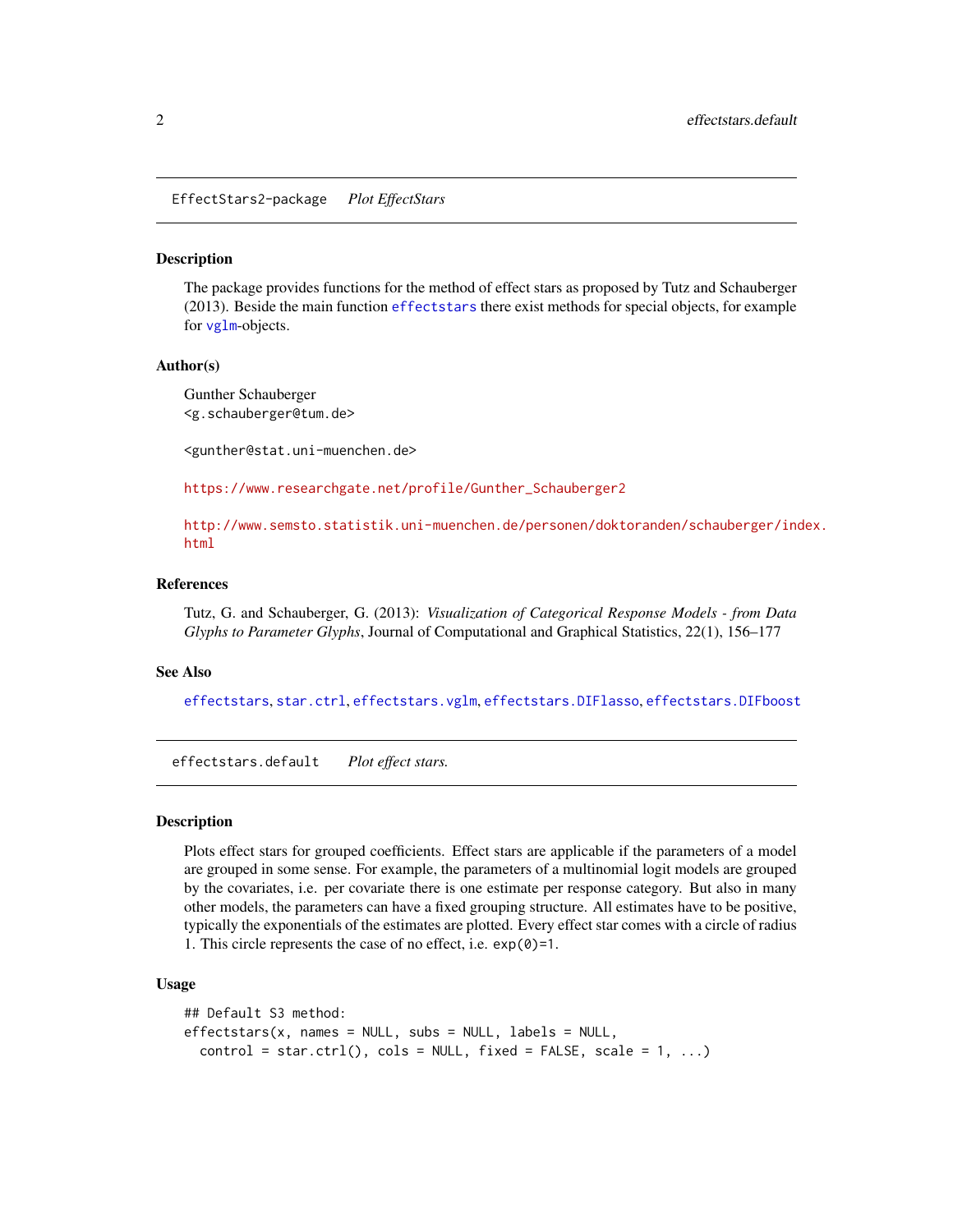## EffectStars2-package *Plot EffectStars*

### Description

The package provides functions for the method of effect stars as proposed by Tutz and Schauberger (2013). Beside the main function `effectstars` there exist methods for special objects, for example for `vglm`-objects.

### Author(s)

Gunther Schauberger
<g.schauberger@tum.de>

<gunther@stat.uni-muenchen.de>

https://www.researchgate.net/profile/Gunther_Schauberger2

http://www.semsto.statistik.uni-muenchen.de/personen/doktoranden/schauberger/index.html

### References

Tutz, G. and Schauberger, G. (2013): *Visualization of Categorical Response Models - from Data Glyphs to Parameter Glyphs*, Journal of Computational and Graphical Statistics, 22(1), 156–177

### See Also

`effectstars`, `star.ctrl`, `effectstars.vglm`, `effectstars.DIFlasso`, `effectstars.DIFboost`

## effectstars.default *Plot effect stars.*

### Description

Plots effect stars for grouped coefficients. Effect stars are applicable if the parameters of a model are grouped in some sense. For example, the parameters of a multinomial logit models are grouped by the covariates, i.e. per covariate there is one estimate per response category. But also in many other models, the parameters can have a fixed grouping structure. All estimates have to be positive, typically the exponentials of the estimates are plotted. Every effect star comes with a circle of radius 1. This circle represents the case of no effect, i.e. `exp(0)=1`.

### Usage

```
## Default S3 method:
effectstars(x, names = NULL, subs = NULL, labels = NULL,
  control = star.ctrl(), cols = NULL, fixed = FALSE, scale = 1, ...)
```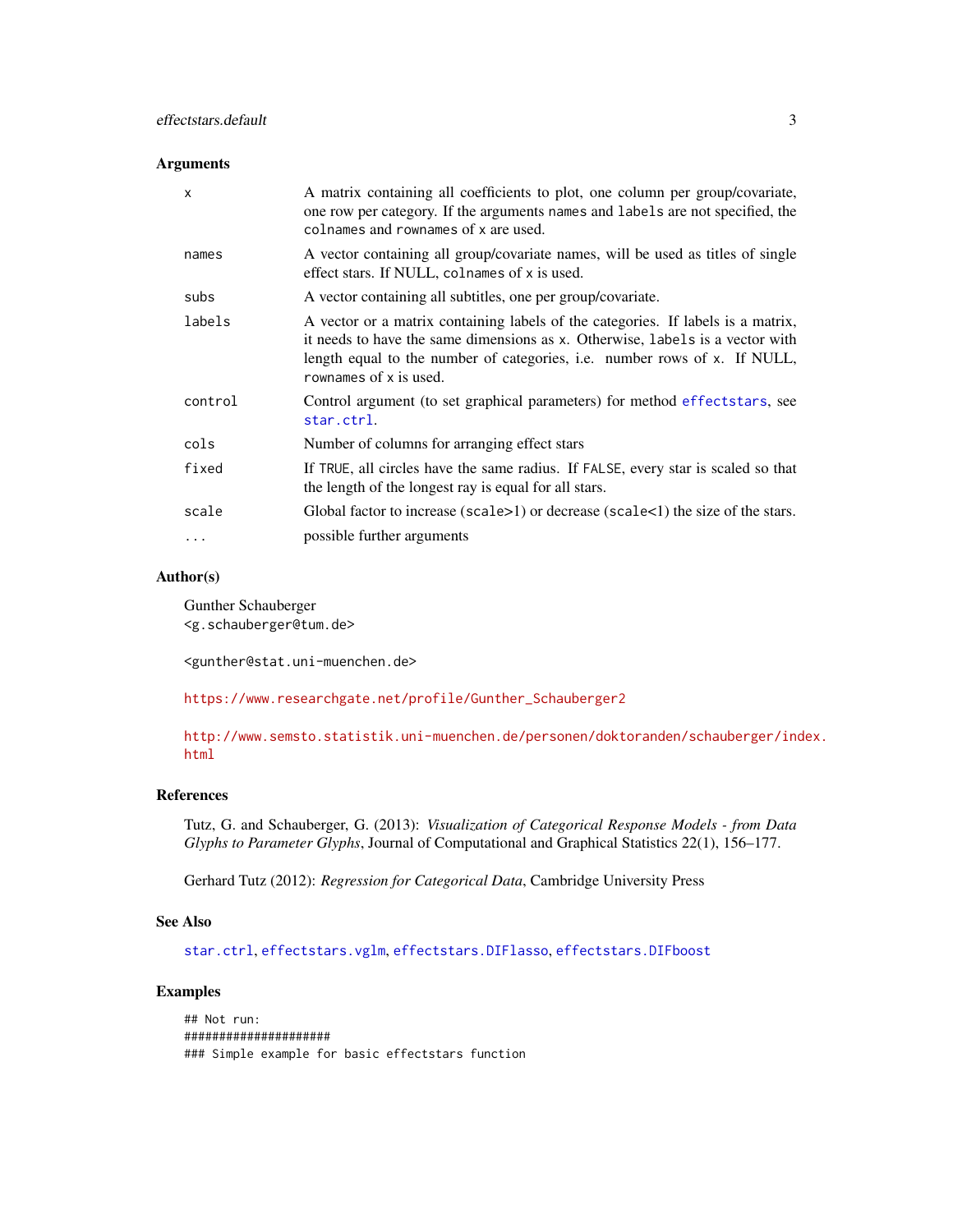## Arguments

| | |
|---|---|
| `x` | A matrix containing all coefficients to plot, one column per group/covariate, one row per category. If the arguments `names` and `labels` are not specified, the `colnames` and `rownames` of `x` are used. |
| `names` | A vector containing all group/covariate names, will be used as titles of single effect stars. If NULL, `colnames` of `x` is used. |
| `subs` | A vector containing all subtitles, one per group/covariate. |
| `labels` | A vector or a matrix containing labels of the categories. If labels is a matrix, it needs to have the same dimensions as `x`. Otherwise, `labels` is a vector with length equal to the number of categories, i.e. number rows of `x`. If NULL, `rownames` of `x` is used. |
| `control` | Control argument (to set graphical parameters) for method `effectstars`, see `star.ctrl`. |
| `cols` | Number of columns for arranging effect stars |
| `fixed` | If `TRUE`, all circles have the same radius. If `FALSE`, every star is scaled so that the length of the longest ray is equal for all stars. |
| `scale` | Global factor to increase (`scale`>1) or decrease (`scale`<1) the size of the stars. |
| `...` | possible further arguments |

## Author(s)

Gunther Schauberger
<g.schauberger@tum.de>

<gunther@stat.uni-muenchen.de>

https://www.researchgate.net/profile/Gunther_Schauberger2

http://www.semsto.statistik.uni-muenchen.de/personen/doktoranden/schauberger/index.html

## References

Tutz, G. and Schauberger, G. (2013): *Visualization of Categorical Response Models - from Data Glyphs to Parameter Glyphs*, Journal of Computational and Graphical Statistics 22(1), 156–177.

Gerhard Tutz (2012): *Regression for Categorical Data*, Cambridge University Press

## See Also

`star.ctrl`, `effectstars.vglm`, `effectstars.DIFlasso`, `effectstars.DIFboost`

## Examples

```
## Not run:
#####################
### Simple example for basic effectstars function
```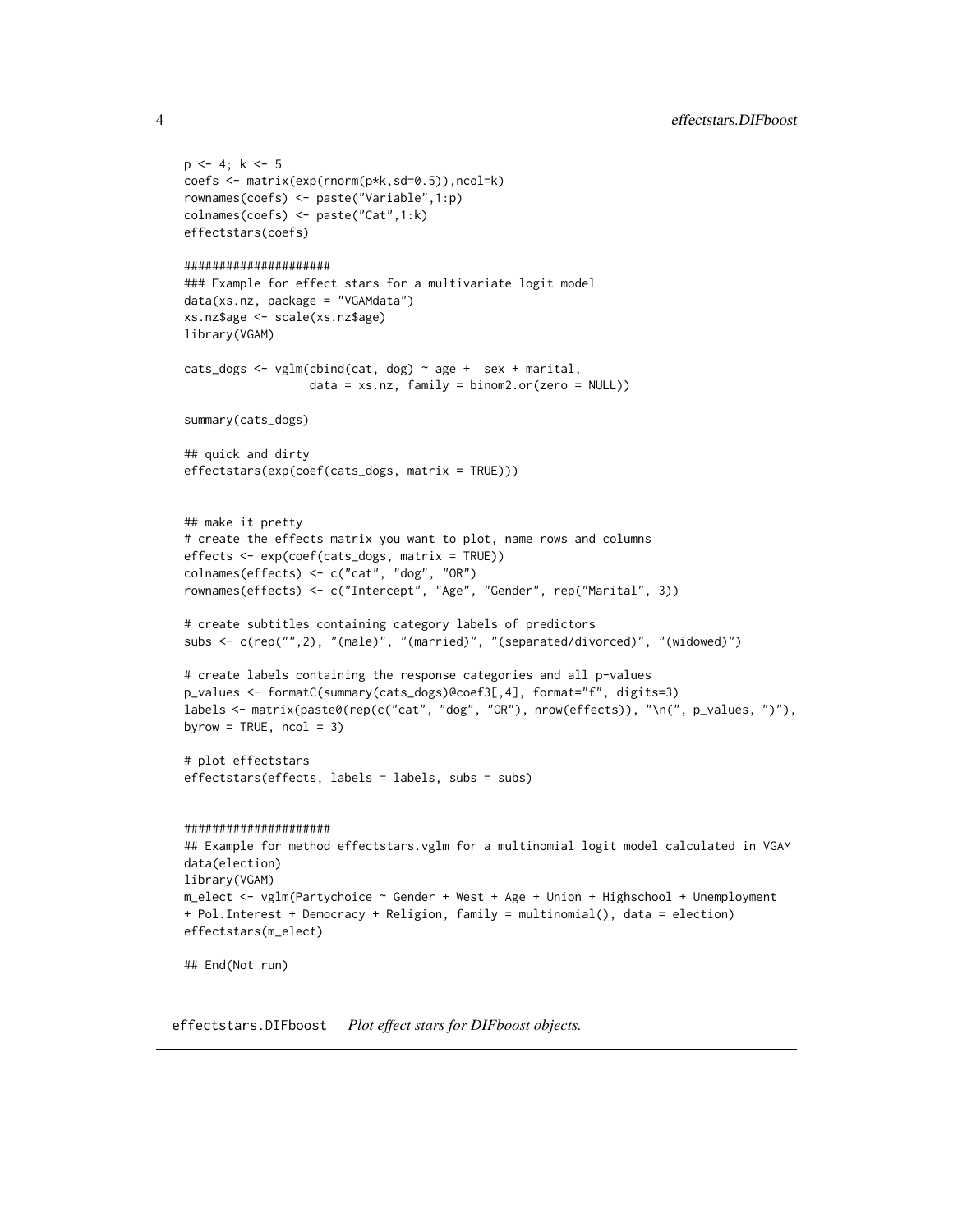```
p <- 4; k <- 5
coefs <- matrix(exp(rnorm(p*k,sd=0.5)),ncol=k)
rownames(coefs) <- paste("Variable",1:p)
colnames(coefs) <- paste("Cat",1:k)
effectstars(coefs)

####################
### Example for effect stars for a multivariate logit model
data(xs.nz, package = "VGAMdata")
xs.nz$age <- scale(xs.nz$age)
library(VGAM)

cats_dogs <- vglm(cbind(cat, dog) ~ age +  sex + marital,
                  data = xs.nz, family = binom2.or(zero = NULL))

summary(cats_dogs)

## quick and dirty
effectstars(exp(coef(cats_dogs, matrix = TRUE)))


## make it pretty
# create the effects matrix you want to plot, name rows and columns
effects <- exp(coef(cats_dogs, matrix = TRUE))
colnames(effects) <- c("cat", "dog", "OR")
rownames(effects) <- c("Intercept", "Age", "Gender", rep("Marital", 3))

# create subtitles containing category labels of predictors
subs <- c(rep("",2), "(male)", "(married)", "(separated/divorced)", "(widowed)")

# create labels containing the response categories and all p-values
p_values <- formatC(summary(cats_dogs)@coef3[,4], format="f", digits=3)
labels <- matrix(paste0(rep(c("cat", "dog", "OR"), nrow(effects)), "\n(", p_values, ")"),
byrow = TRUE, ncol = 3)

# plot effectstars
effectstars(effects, labels = labels, subs = subs)


####################
## Example for method effectstars.vglm for a multinomial logit model calculated in VGAM
data(election)
library(VGAM)
m_elect <- vglm(Partychoice ~ Gender + West + Age + Union + Highschool + Unemployment
+ Pol.Interest + Democracy + Religion, family = multinomial(), data = election)
effectstars(m_elect)

## End(Not run)
```

## effectstars.DIFboost *Plot effect stars for DIFboost objects.*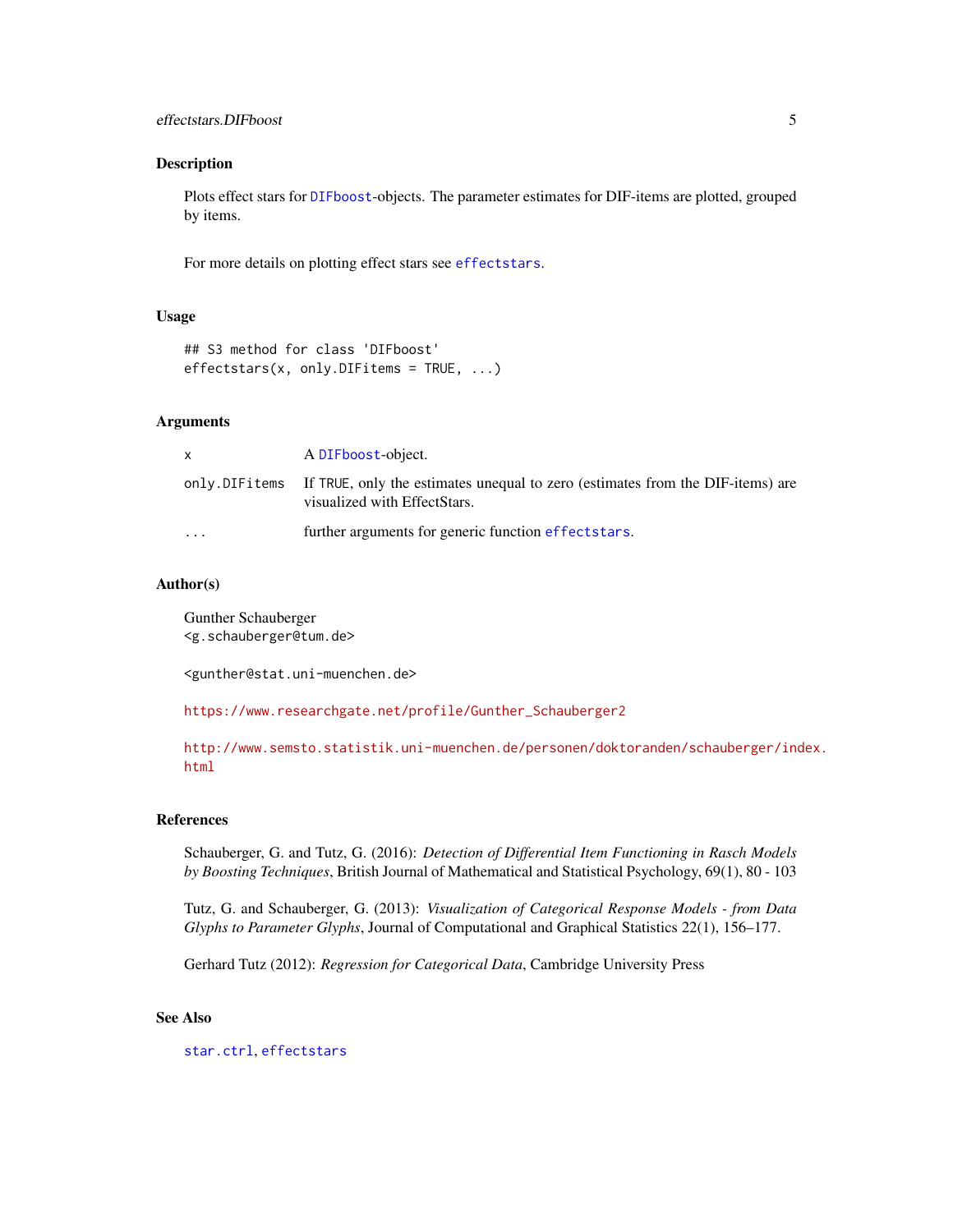## Description

Plots effect stars for DIFboost-objects. The parameter estimates for DIF-items are plotted, grouped by items.

For more details on plotting effect stars see effectstars.

## Usage

```
## S3 method for class 'DIFboost'
effectstars(x, only.DIFitems = TRUE, ...)
```

## Arguments

| | |
|---|---|
| x | A DIFboost-object. |
| only.DIFitems | If TRUE, only the estimates unequal to zero (estimates from the DIF-items) are visualized with EffectStars. |
| ... | further arguments for generic function effectstars. |

## Author(s)

Gunther Schauberger
<g.schauberger@tum.de>

<gunther@stat.uni-muenchen.de>

https://www.researchgate.net/profile/Gunther_Schauberger2

http://www.semsto.statistik.uni-muenchen.de/personen/doktoranden/schauberger/index.html

## References

Schauberger, G. and Tutz, G. (2016): *Detection of Differential Item Functioning in Rasch Models by Boosting Techniques*, British Journal of Mathematical and Statistical Psychology, 69(1), 80 - 103

Tutz, G. and Schauberger, G. (2013): *Visualization of Categorical Response Models - from Data Glyphs to Parameter Glyphs*, Journal of Computational and Graphical Statistics 22(1), 156–177.

Gerhard Tutz (2012): *Regression for Categorical Data*, Cambridge University Press

## See Also

star.ctrl, effectstars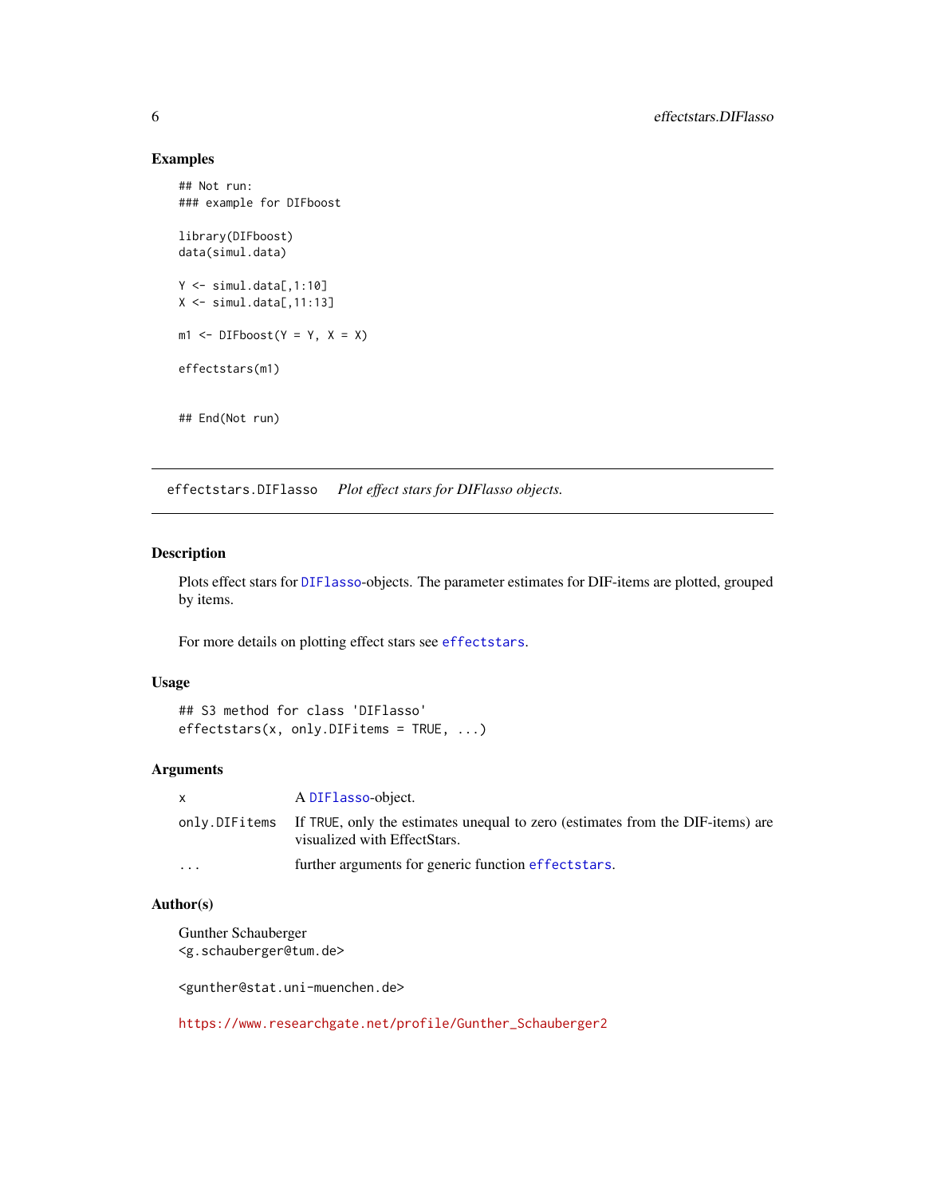## Examples

```
## Not run:
### example for DIFboost

library(DIFboost)
data(simul.data)

Y <- simul.data[,1:10]
X <- simul.data[,11:13]

m1 <- DIFboost(Y = Y, X = X)

effectstars(m1)


## End(Not run)
```

---

# effectstars.DIFlasso    *Plot effect stars for DIFlasso objects.*

---

## Description

Plots effect stars for DIFlasso-objects. The parameter estimates for DIF-items are plotted, grouped by items.

For more details on plotting effect stars see effectstars.

## Usage

```
## S3 method for class 'DIFlasso'
effectstars(x, only.DIFitems = TRUE, ...)
```

## Arguments

| | |
|---|---|
| x | A DIFlasso-object. |
| only.DIFitems | If TRUE, only the estimates unequal to zero (estimates from the DIF-items) are visualized with EffectStars. |
| ... | further arguments for generic function effectstars. |

## Author(s)

Gunther Schauberger
<g.schauberger@tum.de>

<gunther@stat.uni-muenchen.de>

https://www.researchgate.net/profile/Gunther_Schauberger2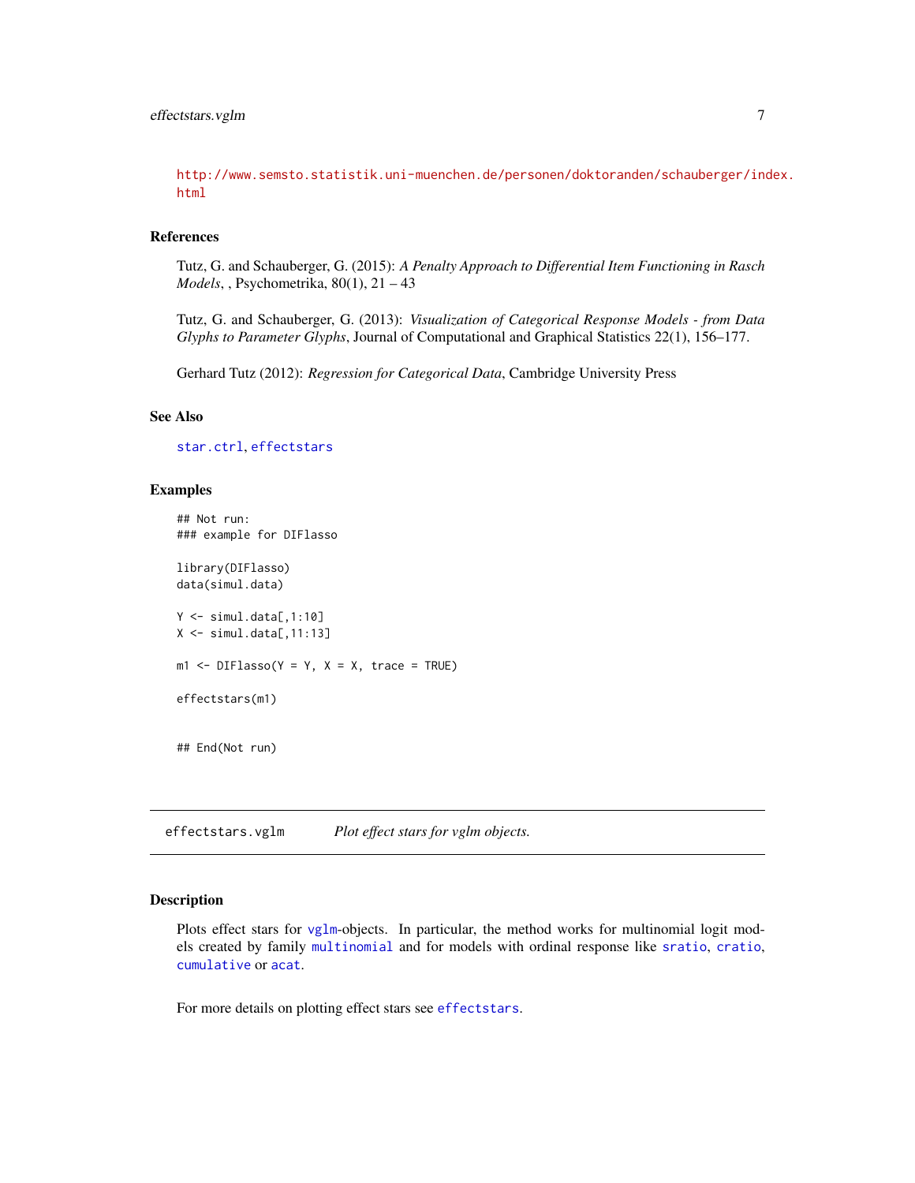http://www.semsto.statistik.uni-muenchen.de/personen/doktoranden/schauberger/index.html

### References

Tutz, G. and Schauberger, G. (2015): *A Penalty Approach to Differential Item Functioning in Rasch Models*, , Psychometrika, 80(1), 21 – 43

Tutz, G. and Schauberger, G. (2013): *Visualization of Categorical Response Models - from Data Glyphs to Parameter Glyphs*, Journal of Computational and Graphical Statistics 22(1), 156–177.

Gerhard Tutz (2012): *Regression for Categorical Data*, Cambridge University Press

### See Also

star.ctrl, effectstars

### Examples

```
## Not run:
### example for DIFlasso

library(DIFlasso)
data(simul.data)

Y <- simul.data[,1:10]
X <- simul.data[,11:13]

m1 <- DIFlasso(Y = Y, X = X, trace = TRUE)

effectstars(m1)


## End(Not run)
```

## effectstars.vglm — *Plot effect stars for vglm objects.*

### Description

Plots effect stars for vglm-objects. In particular, the method works for multinomial logit models created by family multinomial and for models with ordinal response like sratio, cratio, cumulative or acat.

For more details on plotting effect stars see effectstars.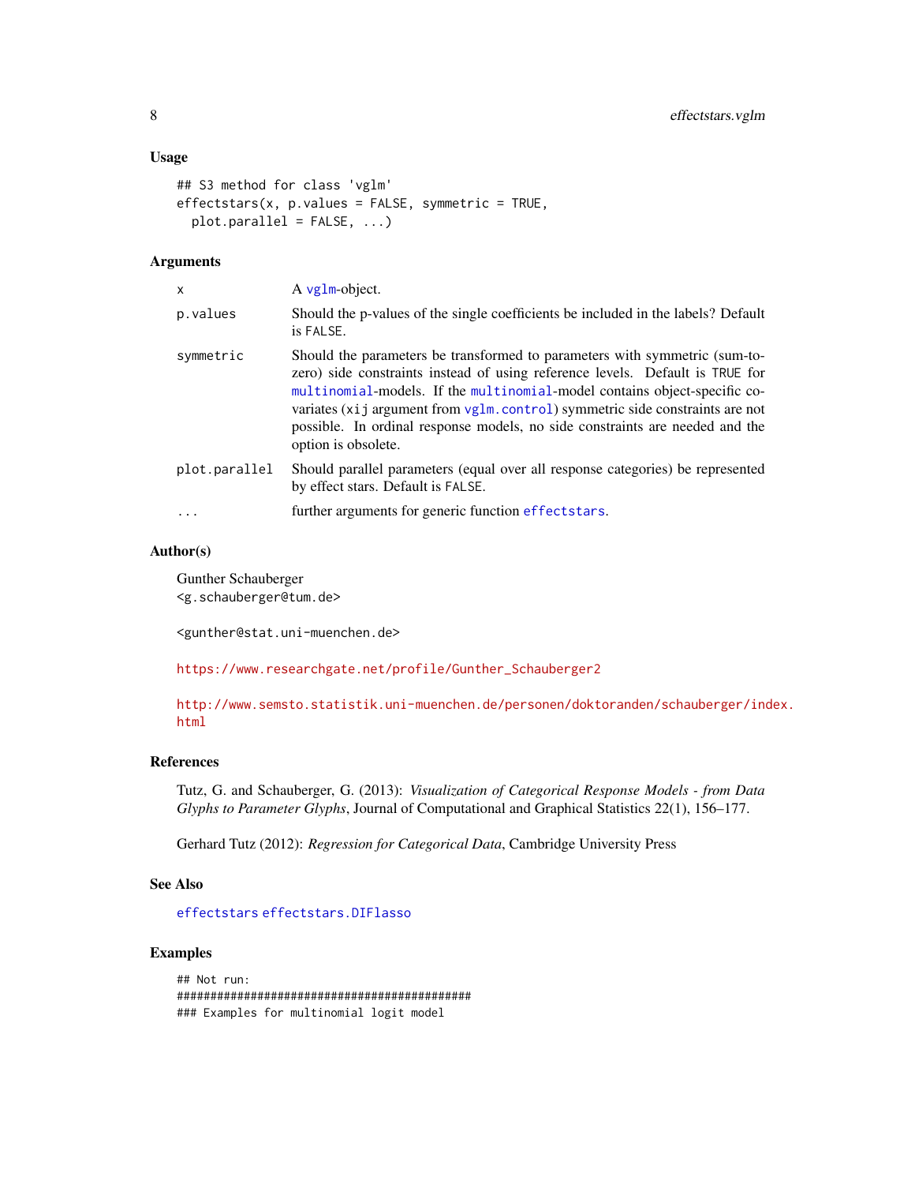### Usage

```
## S3 method for class 'vglm'
effectstars(x, p.values = FALSE, symmetric = TRUE,
  plot.parallel = FALSE, ...)
```

### Arguments

| | |
|---|---|
| x | A vglm-object. |
| p.values | Should the p-values of the single coefficients be included in the labels? Default is FALSE. |
| symmetric | Should the parameters be transformed to parameters with symmetric (sum-to-zero) side constraints instead of using reference levels. Default is TRUE for multinomial-models. If the multinomial-model contains object-specific covariates (xij argument from vglm.control) symmetric side constraints are not possible. In ordinal response models, no side constraints are needed and the option is obsolete. |
| plot.parallel | Should parallel parameters (equal over all response categories) be represented by effect stars. Default is FALSE. |
| ... | further arguments for generic function effectstars. |

### Author(s)

Gunther Schauberger
<g.schauberger@tum.de>

<gunther@stat.uni-muenchen.de>

https://www.researchgate.net/profile/Gunther_Schauberger2

http://www.semsto.statistik.uni-muenchen.de/personen/doktoranden/schauberger/index.html

### References

Tutz, G. and Schauberger, G. (2013): *Visualization of Categorical Response Models - from Data Glyphs to Parameter Glyphs*, Journal of Computational and Graphical Statistics 22(1), 156–177.

Gerhard Tutz (2012): *Regression for Categorical Data*, Cambridge University Press

### See Also

effectstars effectstars.DIFlasso

### Examples

```
## Not run:
##############################################
### Examples for multinomial logit model
```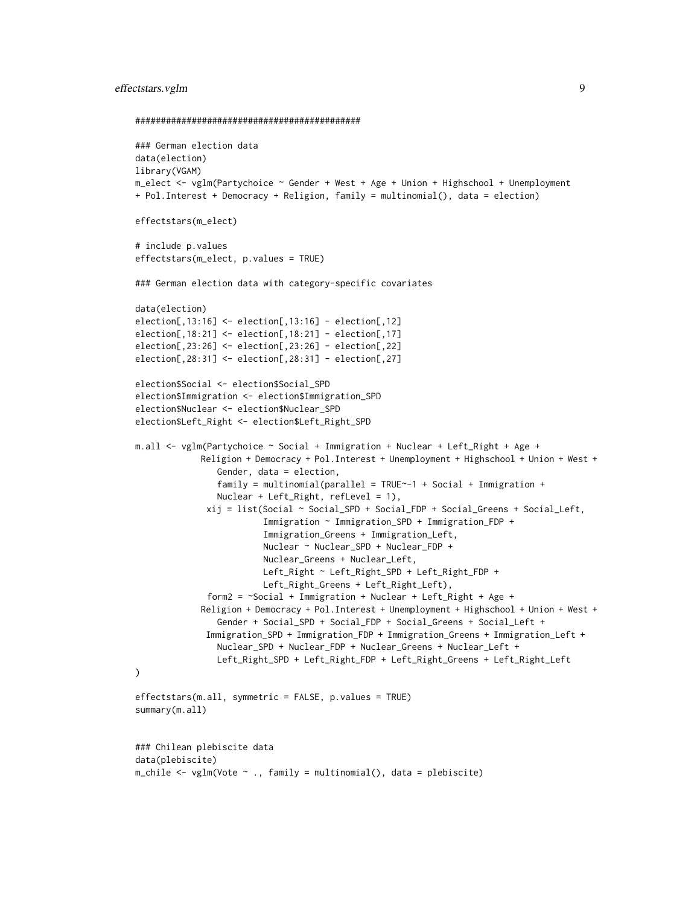```
###########################################

### German election data
data(election)
library(VGAM)
m_elect <- vglm(Partychoice ~ Gender + West + Age + Union + Highschool + Unemployment
+ Pol.Interest + Democracy + Religion, family = multinomial(), data = election)

effectstars(m_elect)

# include p.values
effectstars(m_elect, p.values = TRUE)

### German election data with category-specific covariates

data(election)
election[,13:16] <- election[,13:16] - election[,12]
election[,18:21] <- election[,18:21] - election[,17]
election[,23:26] <- election[,23:26] - election[,22]
election[,28:31] <- election[,28:31] - election[,27]

election$Social <- election$Social_SPD
election$Immigration <- election$Immigration_SPD
election$Nuclear <- election$Nuclear_SPD
election$Left_Right <- election$Left_Right_SPD

m.all <- vglm(Partychoice ~ Social + Immigration + Nuclear + Left_Right + Age +
            Religion + Democracy + Pol.Interest + Unemployment + Highschool + Union + West +
               Gender, data = election,
               family = multinomial(parallel = TRUE~-1 + Social + Immigration +
               Nuclear + Left_Right, refLevel = 1),
             xij = list(Social ~ Social_SPD + Social_FDP + Social_Greens + Social_Left,
                        Immigration ~ Immigration_SPD + Immigration_FDP +
                        Immigration_Greens + Immigration_Left,
                        Nuclear ~ Nuclear_SPD + Nuclear_FDP +
                        Nuclear_Greens + Nuclear_Left,
                        Left_Right ~ Left_Right_SPD + Left_Right_FDP +
                        Left_Right_Greens + Left_Right_Left),
             form2 = ~Social + Immigration + Nuclear + Left_Right + Age +
            Religion + Democracy + Pol.Interest + Unemployment + Highschool + Union + West +
               Gender + Social_SPD + Social_FDP + Social_Greens + Social_Left +
             Immigration_SPD + Immigration_FDP + Immigration_Greens + Immigration_Left +
               Nuclear_SPD + Nuclear_FDP + Nuclear_Greens + Nuclear_Left +
               Left_Right_SPD + Left_Right_FDP + Left_Right_Greens + Left_Right_Left
)

effectstars(m.all, symmetric = FALSE, p.values = TRUE)
summary(m.all)


### Chilean plebiscite data
data(plebiscite)
m_chile <- vglm(Vote ~ ., family = multinomial(), data = plebiscite)
```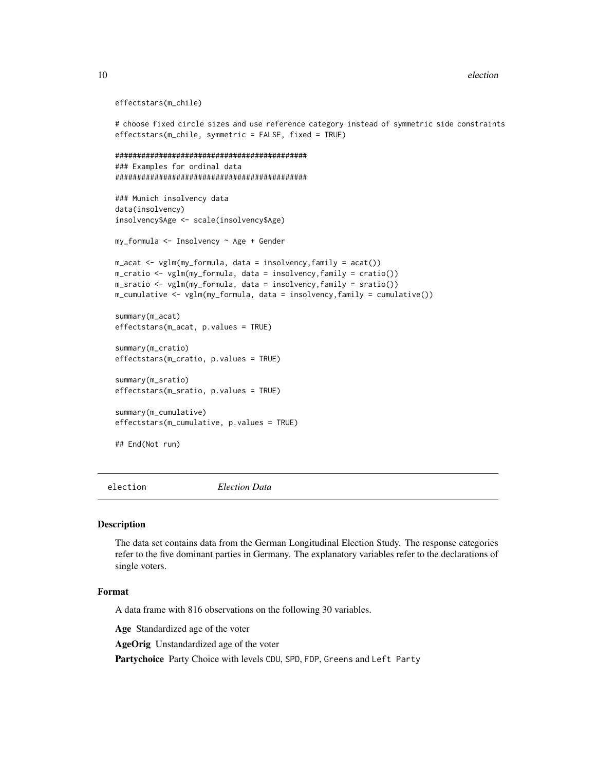```
effectstars(m_chile)

# choose fixed circle sizes and use reference category instead of symmetric side constraints
effectstars(m_chile, symmetric = FALSE, fixed = TRUE)

############################################
### Examples for ordinal data
############################################

### Munich insolvency data
data(insolvency)
insolvency$Age <- scale(insolvency$Age)

my_formula <- Insolvency ~ Age + Gender

m_acat <- vglm(my_formula, data = insolvency,family = acat())
m_cratio <- vglm(my_formula, data = insolvency,family = cratio())
m_sratio <- vglm(my_formula, data = insolvency,family = sratio())
m_cumulative <- vglm(my_formula, data = insolvency,family = cumulative())

summary(m_acat)
effectstars(m_acat, p.values = TRUE)

summary(m_cratio)
effectstars(m_cratio, p.values = TRUE)

summary(m_sratio)
effectstars(m_sratio, p.values = TRUE)

summary(m_cumulative)
effectstars(m_cumulative, p.values = TRUE)

## End(Not run)
```

## election *Election Data*

### Description

The data set contains data from the German Longitudinal Election Study. The response categories refer to the five dominant parties in Germany. The explanatory variables refer to the declarations of single voters.

### Format

A data frame with 816 observations on the following 30 variables.

**Age** Standardized age of the voter

**AgeOrig** Unstandardized age of the voter

**Partychoice** Party Choice with levels `CDU`, `SPD`, `FDP`, `Greens` and `Left Party`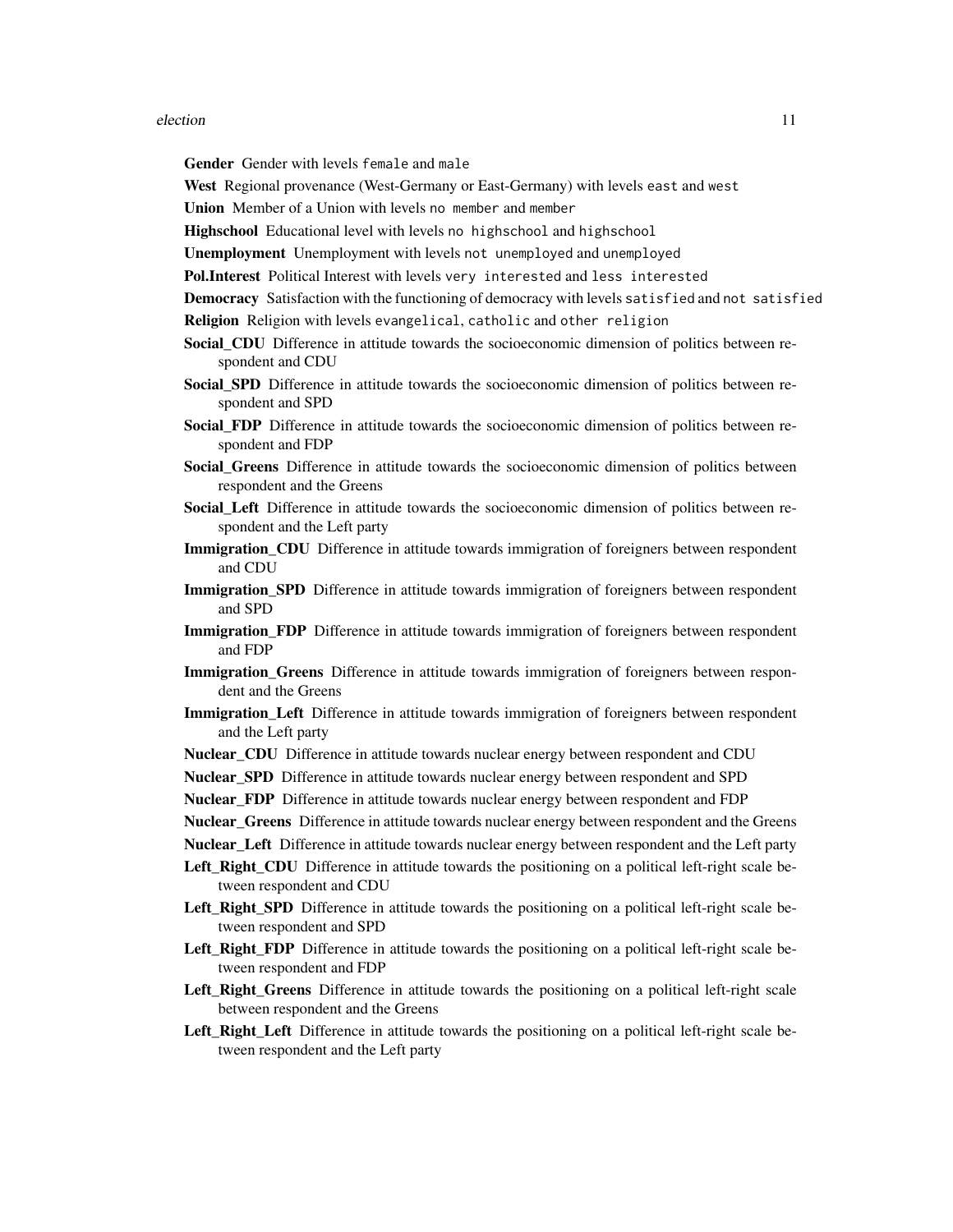**Gender** Gender with levels `female` and `male`

**West** Regional provenance (West-Germany or East-Germany) with levels `east` and `west`

**Union** Member of a Union with levels `no member` and `member`

**Highschool** Educational level with levels `no highschool` and `highschool`

**Unemployment** Unemployment with levels `not unemployed` and `unemployed`

**Pol.Interest** Political Interest with levels `very interested` and `less interested`

**Democracy** Satisfaction with the functioning of democracy with levels `satisfied` and `not satisfied`

**Religion** Religion with levels `evangelical`, `catholic` and `other religion`

**Social_CDU** Difference in attitude towards the socioeconomic dimension of politics between respondent and CDU

**Social_SPD** Difference in attitude towards the socioeconomic dimension of politics between respondent and SPD

**Social_FDP** Difference in attitude towards the socioeconomic dimension of politics between respondent and FDP

**Social_Greens** Difference in attitude towards the socioeconomic dimension of politics between respondent and the Greens

**Social_Left** Difference in attitude towards the socioeconomic dimension of politics between respondent and the Left party

**Immigration_CDU** Difference in attitude towards immigration of foreigners between respondent and CDU

**Immigration_SPD** Difference in attitude towards immigration of foreigners between respondent and SPD

**Immigration_FDP** Difference in attitude towards immigration of foreigners between respondent and FDP

**Immigration_Greens** Difference in attitude towards immigration of foreigners between respondent and the Greens

**Immigration_Left** Difference in attitude towards immigration of foreigners between respondent and the Left party

**Nuclear_CDU** Difference in attitude towards nuclear energy between respondent and CDU

**Nuclear_SPD** Difference in attitude towards nuclear energy between respondent and SPD

**Nuclear_FDP** Difference in attitude towards nuclear energy between respondent and FDP

**Nuclear_Greens** Difference in attitude towards nuclear energy between respondent and the Greens

**Nuclear_Left** Difference in attitude towards nuclear energy between respondent and the Left party

**Left_Right_CDU** Difference in attitude towards the positioning on a political left-right scale between respondent and CDU

**Left_Right_SPD** Difference in attitude towards the positioning on a political left-right scale between respondent and SPD

**Left_Right_FDP** Difference in attitude towards the positioning on a political left-right scale between respondent and FDP

**Left_Right_Greens** Difference in attitude towards the positioning on a political left-right scale between respondent and the Greens

**Left_Right_Left** Difference in attitude towards the positioning on a political left-right scale between respondent and the Left party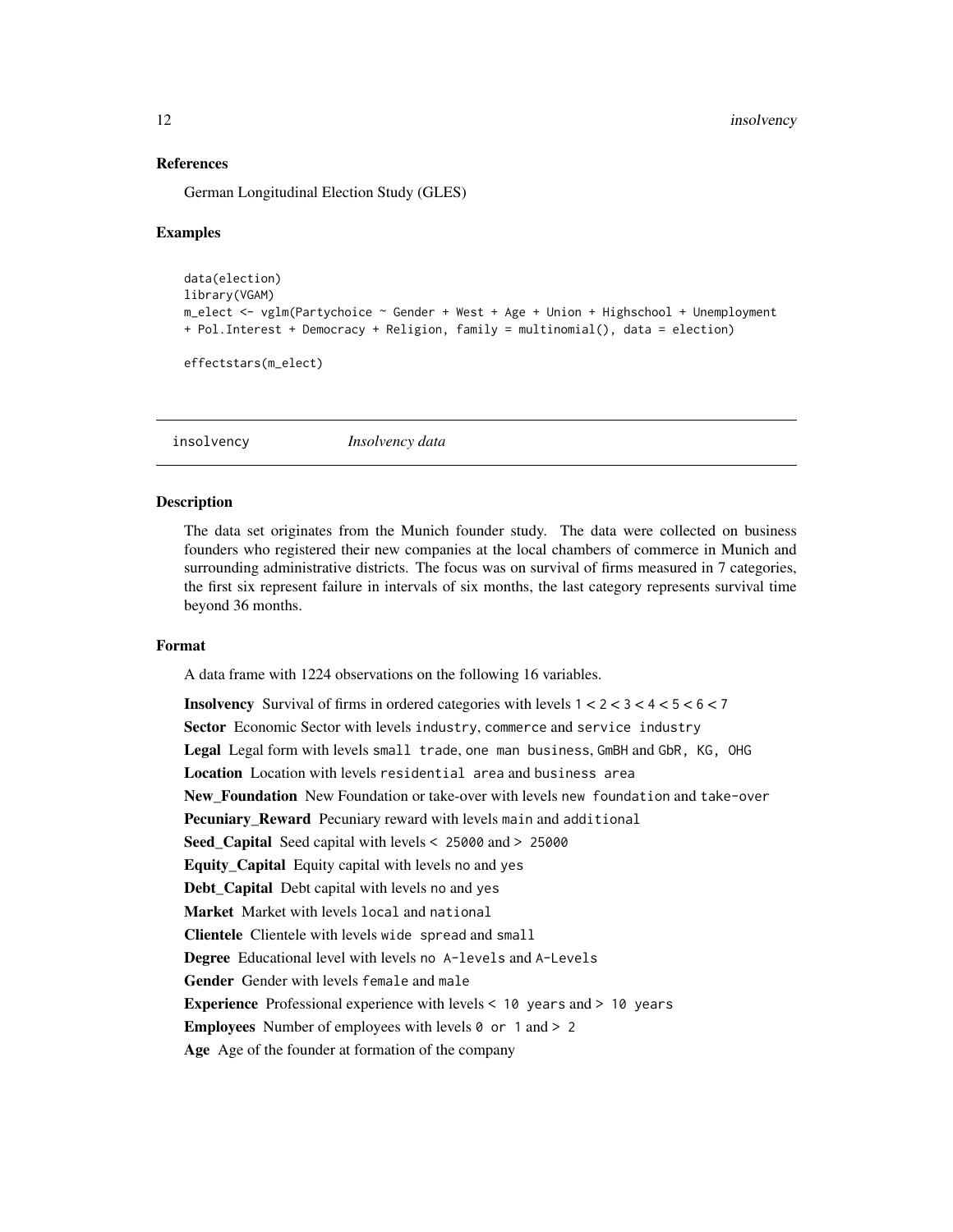### References

German Longitudinal Election Study (GLES)

### Examples

```
data(election)
library(VGAM)
m_elect <- vglm(Partychoice ~ Gender + West + Age + Union + Highschool + Unemployment
+ Pol.Interest + Democracy + Religion, family = multinomial(), data = election)

effectstars(m_elect)
```

---

## insolvency — *Insolvency data*

---

### Description

The data set originates from the Munich founder study. The data were collected on business founders who registered their new companies at the local chambers of commerce in Munich and surrounding administrative districts. The focus was on survival of firms measured in 7 categories, the first six represent failure in intervals of six months, the last category represents survival time beyond 36 months.

### Format

A data frame with 1224 observations on the following 16 variables.

**Insolvency** Survival of firms in ordered categories with levels `1 < 2 < 3 < 4 < 5 < 6 < 7`

**Sector** Economic Sector with levels `industry`, `commerce` and `service industry`

**Legal** Legal form with levels `small trade`, `one man business`, `GmBH` and `GbR, KG, OHG`

**Location** Location with levels `residential area` and `business area`

**New_Foundation** New Foundation or take-over with levels `new foundation` and `take-over`

**Pecuniary_Reward** Pecuniary reward with levels `main` and `additional`

**Seed_Capital** Seed capital with levels `< 25000` and `> 25000`

**Equity_Capital** Equity capital with levels `no` and `yes`

**Debt_Capital** Debt capital with levels `no` and `yes`

**Market** Market with levels `local` and `national`

**Clientele** Clientele with levels `wide spread` and `small`

**Degree** Educational level with levels `no A-levels` and `A-Levels`

**Gender** Gender with levels `female` and `male`

**Experience** Professional experience with levels `< 10 years` and `> 10 years`

**Employees** Number of employees with levels `0 or 1` and `> 2`

**Age** Age of the founder at formation of the company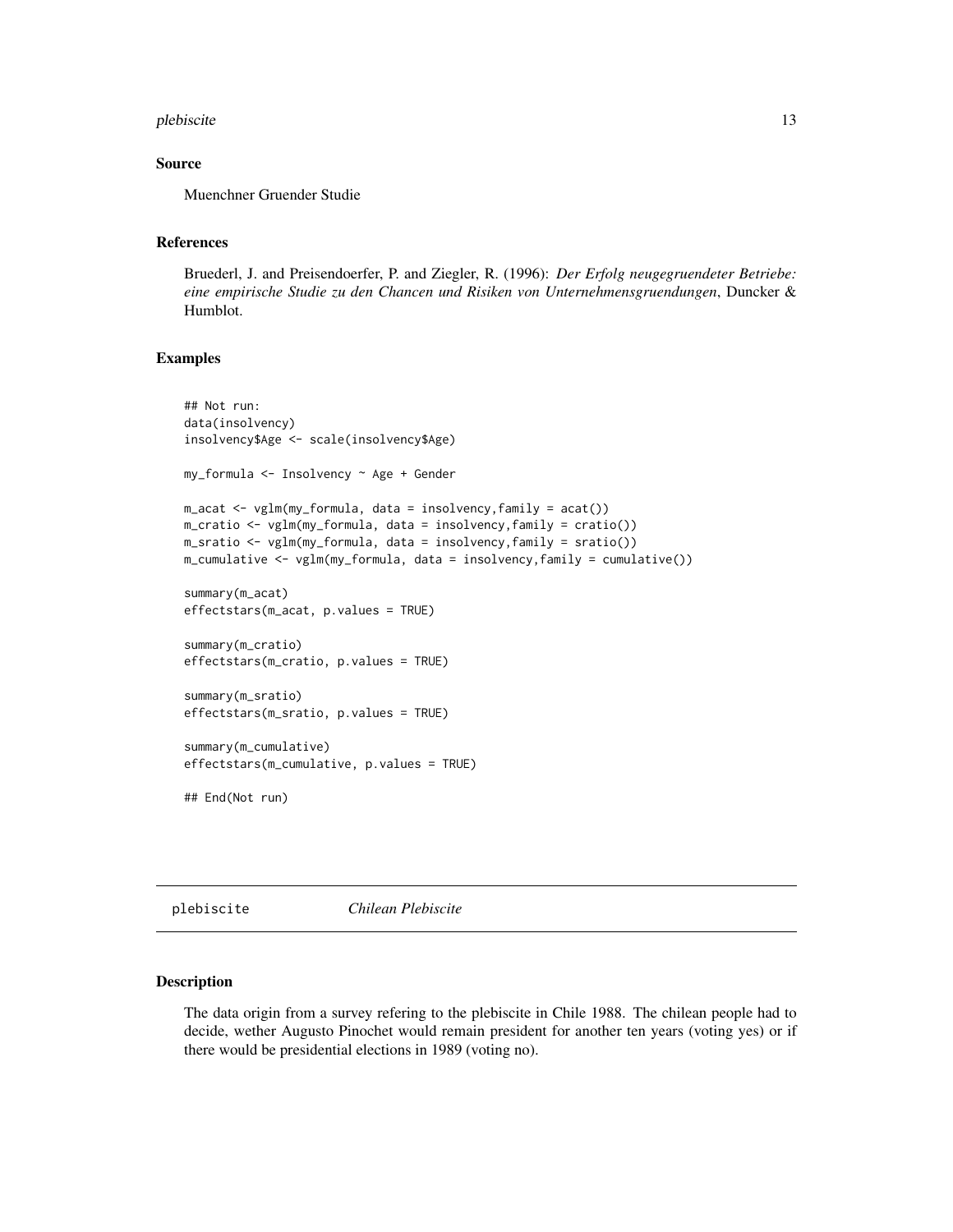### Source

Muenchner Gruender Studie

### References

Bruederl, J. and Preisendoerfer, P. and Ziegler, R. (1996): *Der Erfolg neugegruendeter Betriebe: eine empirische Studie zu den Chancen und Risiken von Unternehmensgruendungen*, Duncker & Humblot.

### Examples

```
## Not run:
data(insolvency)
insolvency$Age <- scale(insolvency$Age)

my_formula <- Insolvency ~ Age + Gender

m_acat <- vglm(my_formula, data = insolvency,family = acat())
m_cratio <- vglm(my_formula, data = insolvency,family = cratio())
m_sratio <- vglm(my_formula, data = insolvency,family = sratio())
m_cumulative <- vglm(my_formula, data = insolvency,family = cumulative())

summary(m_acat)
effectstars(m_acat, p.values = TRUE)

summary(m_cratio)
effectstars(m_cratio, p.values = TRUE)

summary(m_sratio)
effectstars(m_sratio, p.values = TRUE)

summary(m_cumulative)
effectstars(m_cumulative, p.values = TRUE)

## End(Not run)
```

---

## plebiscite *Chilean Plebiscite*

### Description

The data origin from a survey refering to the plebiscite in Chile 1988. The chilean people had to decide, wether Augusto Pinochet would remain president for another ten years (voting yes) or if there would be presidential elections in 1989 (voting no).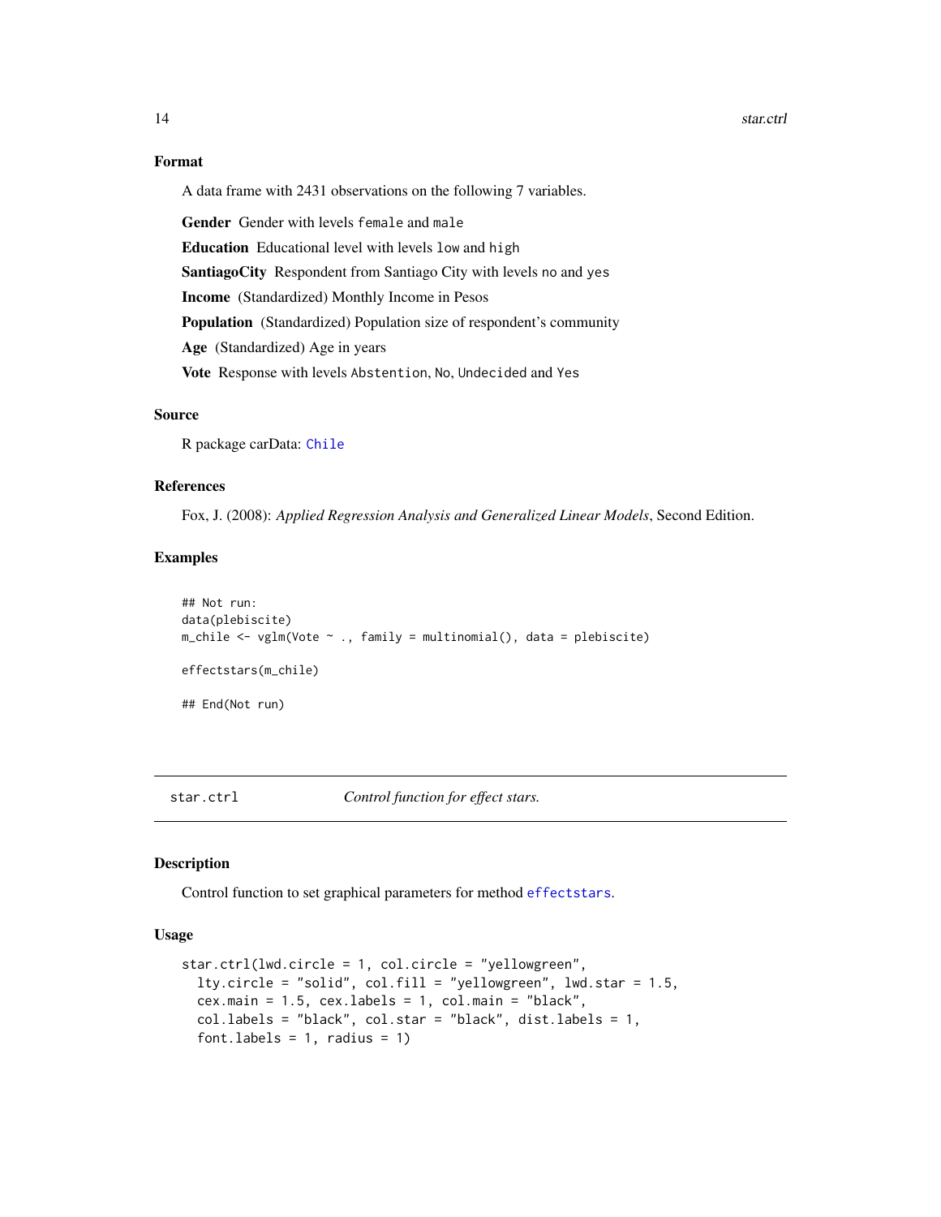### Format

A data frame with 2431 observations on the following 7 variables.

**Gender** Gender with levels `female` and `male`

**Education** Educational level with levels `low` and `high`

**SantiagoCity** Respondent from Santiago City with levels `no` and `yes`

**Income** (Standardized) Monthly Income in Pesos

**Population** (Standardized) Population size of respondent's community

**Age** (Standardized) Age in years

**Vote** Response with levels `Abstention`, `No`, `Undecided` and `Yes`

### Source

R package carData: `Chile`

### References

Fox, J. (2008): *Applied Regression Analysis and Generalized Linear Models*, Second Edition.

### Examples

```
## Not run:
data(plebiscite)
m_chile <- vglm(Vote ~ ., family = multinomial(), data = plebiscite)

effectstars(m_chile)

## End(Not run)
```

---

## star.ctrl &nbsp;&nbsp;&nbsp;&nbsp; *Control function for effect stars.*

---

### Description

Control function to set graphical parameters for method `effectstars`.

### Usage

```
star.ctrl(lwd.circle = 1, col.circle = "yellowgreen",
  lty.circle = "solid", col.fill = "yellowgreen", lwd.star = 1.5,
  cex.main = 1.5, cex.labels = 1, col.main = "black",
  col.labels = "black", col.star = "black", dist.labels = 1,
  font.labels = 1, radius = 1)
```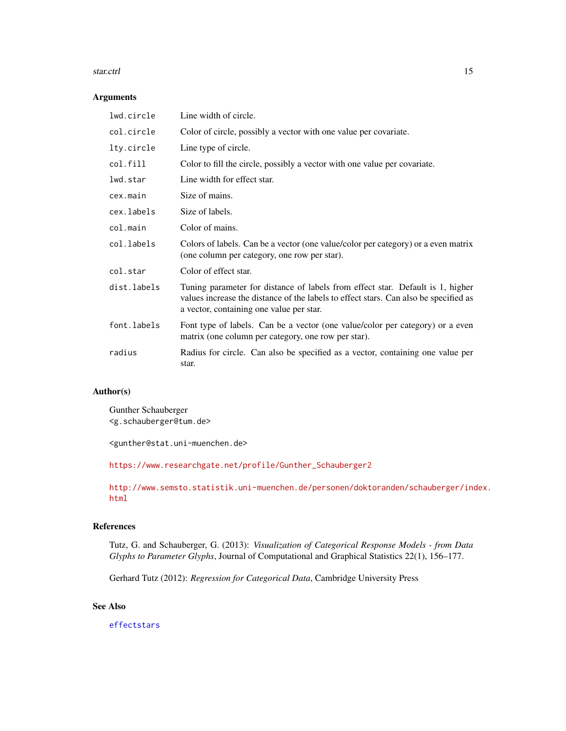## Arguments

| | |
|---|---|
| `lwd.circle` | Line width of circle. |
| `col.circle` | Color of circle, possibly a vector with one value per covariate. |
| `lty.circle` | Line type of circle. |
| `col.fill` | Color to fill the circle, possibly a vector with one value per covariate. |
| `lwd.star` | Line width for effect star. |
| `cex.main` | Size of mains. |
| `cex.labels` | Size of labels. |
| `col.main` | Color of mains. |
| `col.labels` | Colors of labels. Can be a vector (one value/color per category) or a even matrix (one column per category, one row per star). |
| `col.star` | Color of effect star. |
| `dist.labels` | Tuning parameter for distance of labels from effect star. Default is 1, higher values increase the distance of the labels to effect stars. Can also be specified as a vector, containing one value per star. |
| `font.labels` | Font type of labels. Can be a vector (one value/color per category) or a even matrix (one column per category, one row per star). |
| `radius` | Radius for circle. Can also be specified as a vector, containing one value per star. |

## Author(s)

Gunther Schauberger
`<g.schauberger@tum.de>`

`<gunther@stat.uni-muenchen.de>`

https://www.researchgate.net/profile/Gunther_Schauberger2

http://www.semsto.statistik.uni-muenchen.de/personen/doktoranden/schauberger/index.html

## References

Tutz, G. and Schauberger, G. (2013): *Visualization of Categorical Response Models - from Data Glyphs to Parameter Glyphs*, Journal of Computational and Graphical Statistics 22(1), 156–177.

Gerhard Tutz (2012): *Regression for Categorical Data*, Cambridge University Press

## See Also

`effectstars`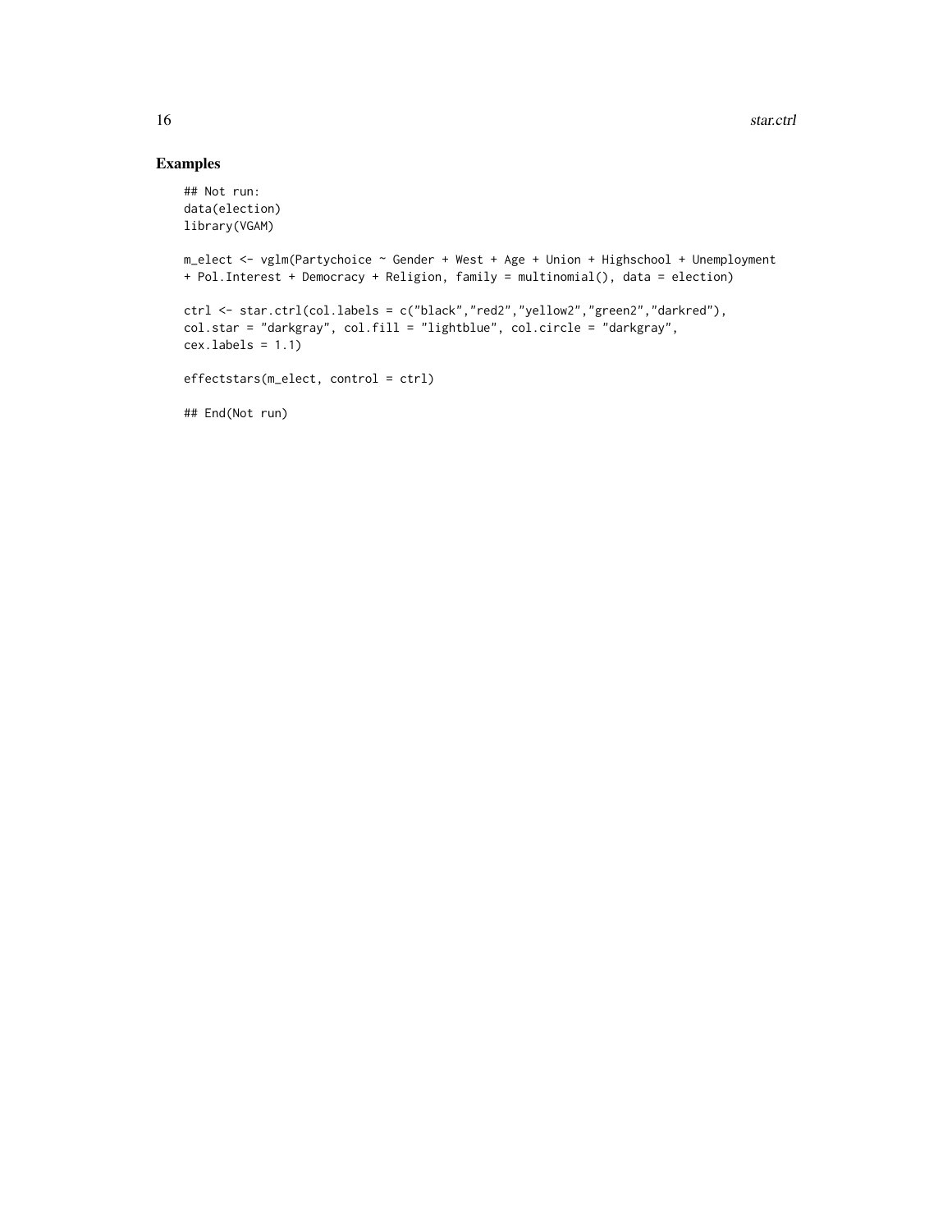## Examples

```
## Not run:
data(election)
library(VGAM)

m_elect <- vglm(Partychoice ~ Gender + West + Age + Union + Highschool + Unemployment
+ Pol.Interest + Democracy + Religion, family = multinomial(), data = election)

ctrl <- star.ctrl(col.labels = c("black","red2","yellow2","green2","darkred"),
col.star = "darkgray", col.fill = "lightblue", col.circle = "darkgray",
cex.labels = 1.1)

effectstars(m_elect, control = ctrl)

## End(Not run)
```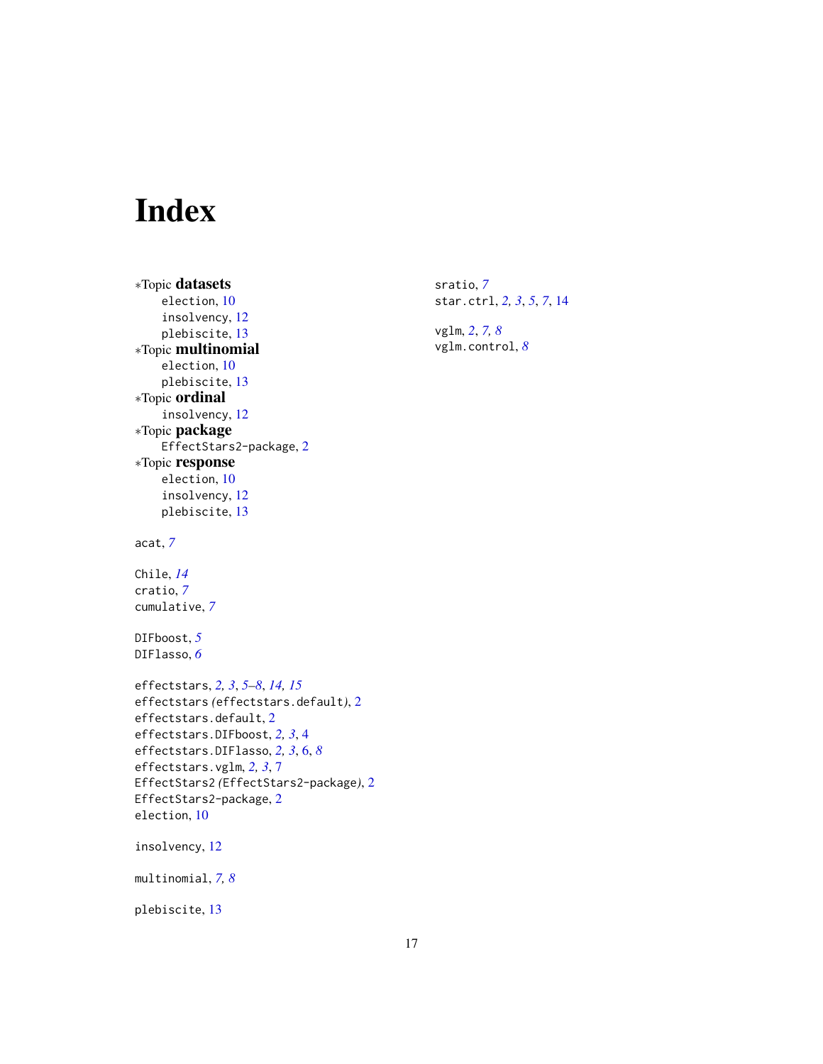# Index

∗Topic **datasets**
  election, 10
  insolvency, 12
  plebiscite, 13
∗Topic **multinomial**
  election, 10
  plebiscite, 13
∗Topic **ordinal**
  insolvency, 12
∗Topic **package**
  EffectStars2-package, 2
∗Topic **response**
  election, 10
  insolvency, 12
  plebiscite, 13

acat, *7*

Chile, *14*
cratio, *7*
cumulative, *7*

DIFboost, *5*
DIFlasso, *6*

effectstars, *2, 3*, *5–8*, *14, 15*
effectstars *(*effectstars.default*)*, 2
effectstars.default, 2
effectstars.DIFboost, *2, 3*, 4
effectstars.DIFlasso, *2, 3*, 6, *8*
effectstars.vglm, *2, 3*, 7
EffectStars2 *(*EffectStars2-package*)*, 2
EffectStars2-package, 2
election, 10

insolvency, 12

multinomial, *7, 8*

plebiscite, 13

sratio, *7*
star.ctrl, *2, 3*, *5*, *7*, 14

vglm, *2*, *7, 8*
vglm.control, *8*